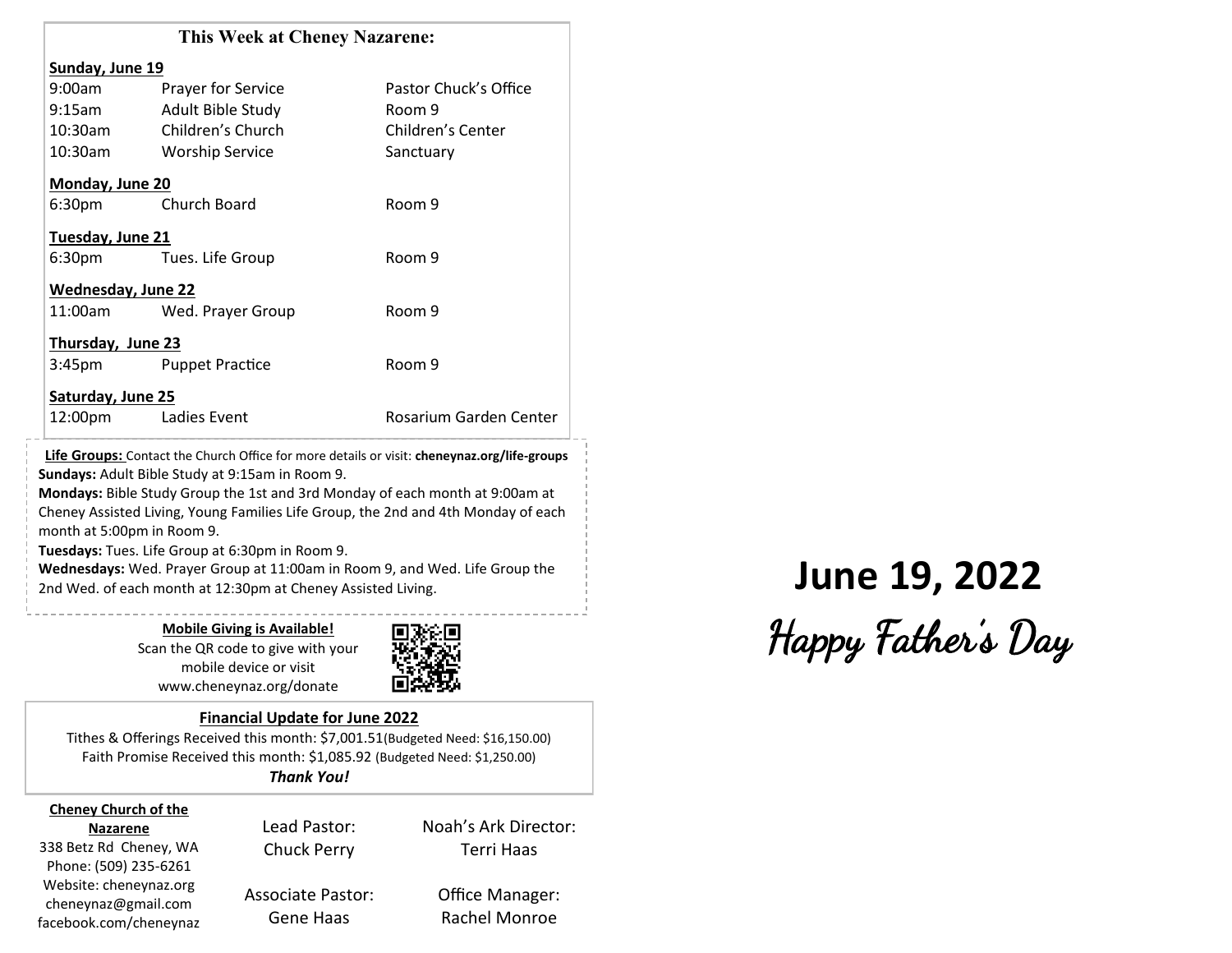## This Week at Cheney Nazarene:

**Sunday, June 19**

| | | |
|---|---|---|
| 9:00am | Prayer for Service | Pastor Chuck's Office |
| 9:15am | Adult Bible Study | Room 9 |
| 10:30am | Children's Church | Children's Center |
| 10:30am | Worship Service | Sanctuary |

**Monday, June 20**

| | | |
|---|---|---|
| 6:30pm | Church Board | Room 9 |

**Tuesday, June 21**

| | | |
|---|---|---|
| 6:30pm | Tues. Life Group | Room 9 |

**Wednesday, June 22**

| | | |
|---|---|---|
| 11:00am | Wed. Prayer Group | Room 9 |

**Thursday, June 23**

| | | |
|---|---|---|
| 3:45pm | Puppet Practice | Room 9 |

**Saturday, June 25**

| | | |
|---|---|---|
| 12:00pm | Ladies Event | Rosarium Garden Center |

**Life Groups:** Contact the Church Office for more details or visit: **cheneynaz.org/life-groups**

**Sundays:** Adult Bible Study at 9:15am in Room 9.

**Mondays:** Bible Study Group the 1st and 3rd Monday of each month at 9:00am at Cheney Assisted Living, Young Families Life Group, the 2nd and 4th Monday of each month at 5:00pm in Room 9.

**Tuesdays:** Tues. Life Group at 6:30pm in Room 9.

**Wednesdays:** Wed. Prayer Group at 11:00am in Room 9, and Wed. Life Group the 2nd Wed. of each month at 12:30pm at Cheney Assisted Living.

**Mobile Giving is Available!**

Scan the QR code to give with your mobile device or visit www.cheneynaz.org/donate

**Financial Update for June 2022**

Tithes & Offerings Received this month: $7,001.51(Budgeted Need: $16,150.00)

Faith Promise Received this month: $1,085.92 (Budgeted Need: $1,250.00)

***Thank You!***

**Cheney Church of the Nazarene**
338 Betz Rd Cheney, WA
Phone: (509) 235-6261
Website: cheneynaz.org
cheneynaz@gmail.com
facebook.com/cheneynaz

Lead Pastor: Chuck Perry

Associate Pastor: Gene Haas

Noah's Ark Director: Terri Haas

Office Manager: Rachel Monroe

# June 19, 2022

## Happy Father's Day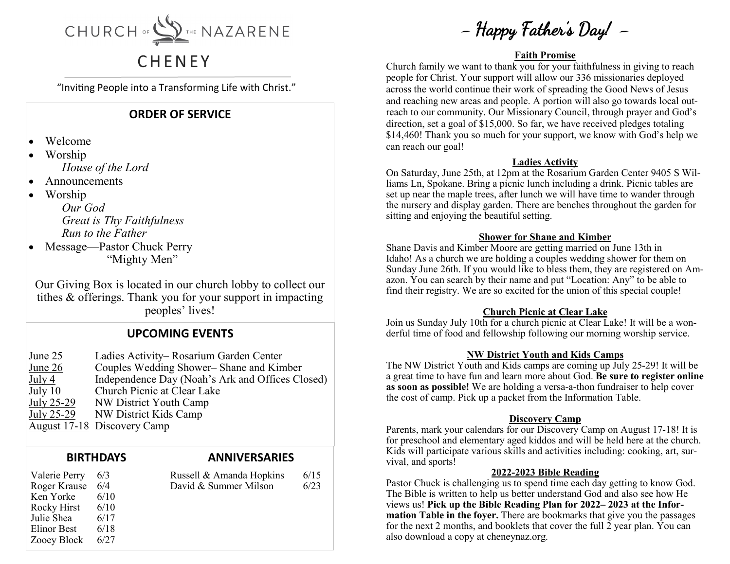# CHURCH OF THE NAZARENE

# CHENEY

"Inviting People into a Transforming Life with Christ."

## ORDER OF SERVICE

- Welcome
- Worship
  *House of the Lord*
- Announcements
- Worship
  *Our God*
  *Great is Thy Faithfulness*
  *Run to the Father*
- Message—Pastor Chuck Perry
  "Mighty Men"

Our Giving Box is located in our church lobby to collect our tithes & offerings. Thank you for your support in impacting peoples' lives!

## UPCOMING EVENTS

| | |
|---|---|
| June 25 | Ladies Activity– Rosarium Garden Center |
| June 26 | Couples Wedding Shower– Shane and Kimber |
| July 4 | Independence Day (Noah's Ark and Offices Closed) |
| July 10 | Church Picnic at Clear Lake |
| July 25-29 | NW District Youth Camp |
| July 25-29 | NW District Kids Camp |
| August 17-18 | Discovery Camp |

## BIRTHDAYS

| | |
|---|---|
| Valerie Perry | 6/3 |
| Roger Krause | 6/4 |
| Ken Yorke | 6/10 |
| Rocky Hirst | 6/10 |
| Julie Shea | 6/17 |
| Elinor Best | 6/18 |
| Zooey Block | 6/27 |

## ANNIVERSARIES

| | |
|---|---|
| Russell & Amanda Hopkins | 6/15 |
| David & Summer Milson | 6/23 |

# ~ Happy Father's Day! ~

### Faith Promise

Church family we want to thank you for your faithfulness in giving to reach people for Christ. Your support will allow our 336 missionaries deployed across the world continue their work of spreading the Good News of Jesus and reaching new areas and people. A portion will also go towards local outreach to our community. Our Missionary Council, through prayer and God's direction, set a goal of $15,000. So far, we have received pledges totaling $14,460! Thank you so much for your support, we know with God's help we can reach our goal!

### Ladies Activity

On Saturday, June 25th, at 12pm at the Rosarium Garden Center 9405 S Williams Ln, Spokane. Bring a picnic lunch including a drink. Picnic tables are set up near the maple trees, after lunch we will have time to wander through the nursery and display garden. There are benches throughout the garden for sitting and enjoying the beautiful setting.

### Shower for Shane and Kimber

Shane Davis and Kimber Moore are getting married on June 13th in Idaho! As a church we are holding a couples wedding shower for them on Sunday June 26th. If you would like to bless them, they are registered on Amazon. You can search by their name and put "Location: Any" to be able to find their registry. We are so excited for the union of this special couple!

### Church Picnic at Clear Lake

Join us Sunday July 10th for a church picnic at Clear Lake! It will be a wonderful time of food and fellowship following our morning worship service.

### NW District Youth and Kids Camps

The NW District Youth and Kids camps are coming up July 25-29! It will be a great time to have fun and learn more about God. **Be sure to register online as soon as possible!** We are holding a versa-a-thon fundraiser to help cover the cost of camp. Pick up a packet from the Information Table.

### Discovery Camp

Parents, mark your calendars for our Discovery Camp on August 17-18! It is for preschool and elementary aged kiddos and will be held here at the church. Kids will participate various skills and activities including: cooking, art, survival, and sports!

### 2022-2023 Bible Reading

Pastor Chuck is challenging us to spend time each day getting to know God. The Bible is written to help us better understand God and also see how He views us! **Pick up the Bible Reading Plan for 2022– 2023 at the Information Table in the foyer.** There are bookmarks that give you the passages for the next 2 months, and booklets that cover the full 2 year plan. You can also download a copy at cheneynaz.org.